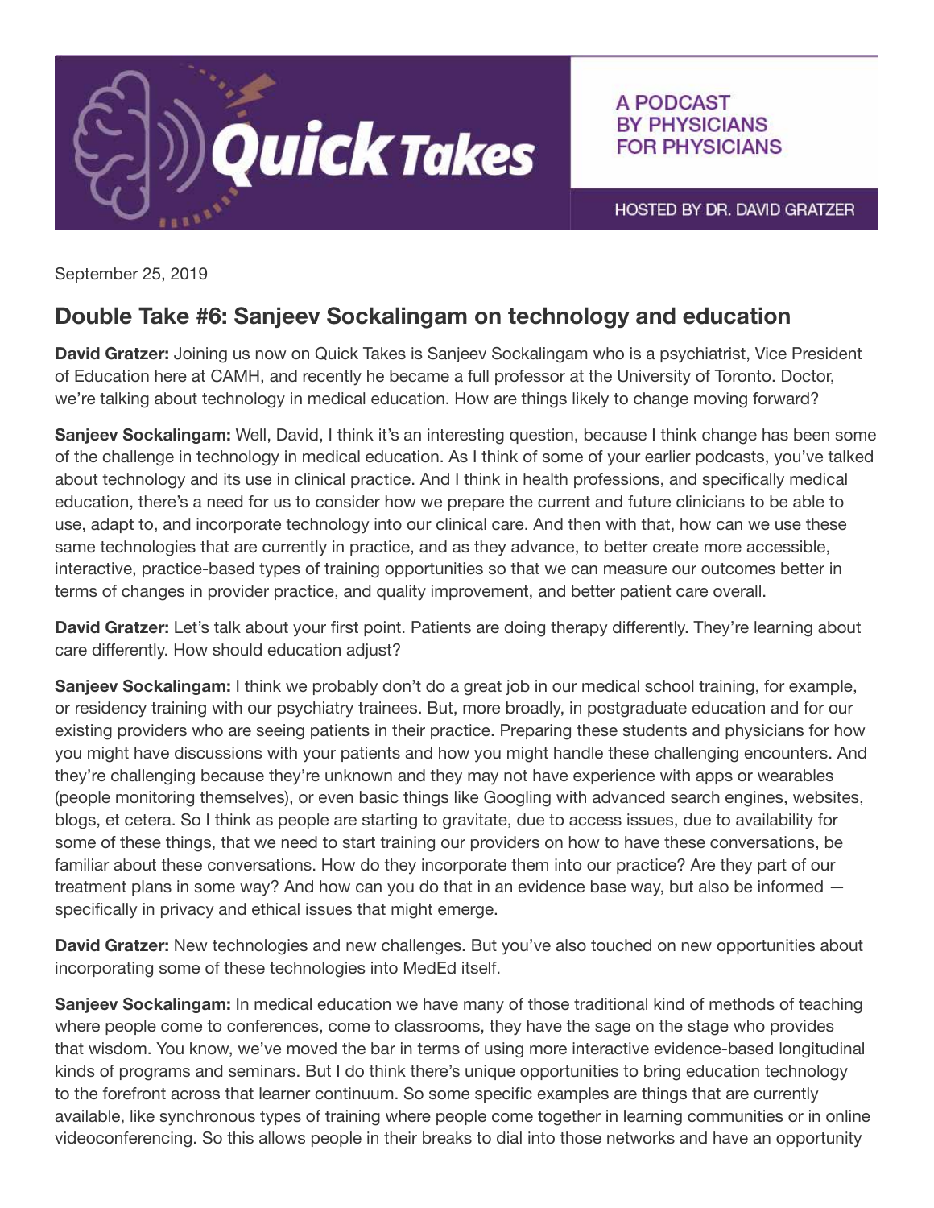# Quick Takes

A PODCAST BY PHYSICIANS FOR PHYSICIANS

HOSTED BY DR. DAVID GRATZER

September 25, 2019

## Double Take #6: Sanjeev Sockalingam on technology and education

**David Gratzer:** Joining us now on Quick Takes is Sanjeev Sockalingam who is a psychiatrist, Vice President of Education here at CAMH, and recently he became a full professor at the University of Toronto. Doctor, we're talking about technology in medical education. How are things likely to change moving forward?

**Sanjeev Sockalingam:** Well, David, I think it's an interesting question, because I think change has been some of the challenge in technology in medical education. As I think of some of your earlier podcasts, you've talked about technology and its use in clinical practice. And I think in health professions, and specifically medical education, there's a need for us to consider how we prepare the current and future clinicians to be able to use, adapt to, and incorporate technology into our clinical care. And then with that, how can we use these same technologies that are currently in practice, and as they advance, to better create more accessible, interactive, practice-based types of training opportunities so that we can measure our outcomes better in terms of changes in provider practice, and quality improvement, and better patient care overall.

**David Gratzer:** Let's talk about your first point. Patients are doing therapy differently. They're learning about care differently. How should education adjust?

**Sanjeev Sockalingam:** I think we probably don't do a great job in our medical school training, for example, or residency training with our psychiatry trainees. But, more broadly, in postgraduate education and for our existing providers who are seeing patients in their practice. Preparing these students and physicians for how you might have discussions with your patients and how you might handle these challenging encounters. And they're challenging because they're unknown and they may not have experience with apps or wearables (people monitoring themselves), or even basic things like Googling with advanced search engines, websites, blogs, et cetera. So I think as people are starting to gravitate, due to access issues, due to availability for some of these things, that we need to start training our providers on how to have these conversations, be familiar about these conversations. How do they incorporate them into our practice? Are they part of our treatment plans in some way? And how can you do that in an evidence base way, but also be informed — specifically in privacy and ethical issues that might emerge.

**David Gratzer:** New technologies and new challenges. But you've also touched on new opportunities about incorporating some of these technologies into MedEd itself.

**Sanjeev Sockalingam:** In medical education we have many of those traditional kind of methods of teaching where people come to conferences, come to classrooms, they have the sage on the stage who provides that wisdom. You know, we've moved the bar in terms of using more interactive evidence-based longitudinal kinds of programs and seminars. But I do think there's unique opportunities to bring education technology to the forefront across that learner continuum. So some specific examples are things that are currently available, like synchronous types of training where people come together in learning communities or in online videoconferencing. So this allows people in their breaks to dial into those networks and have an opportunity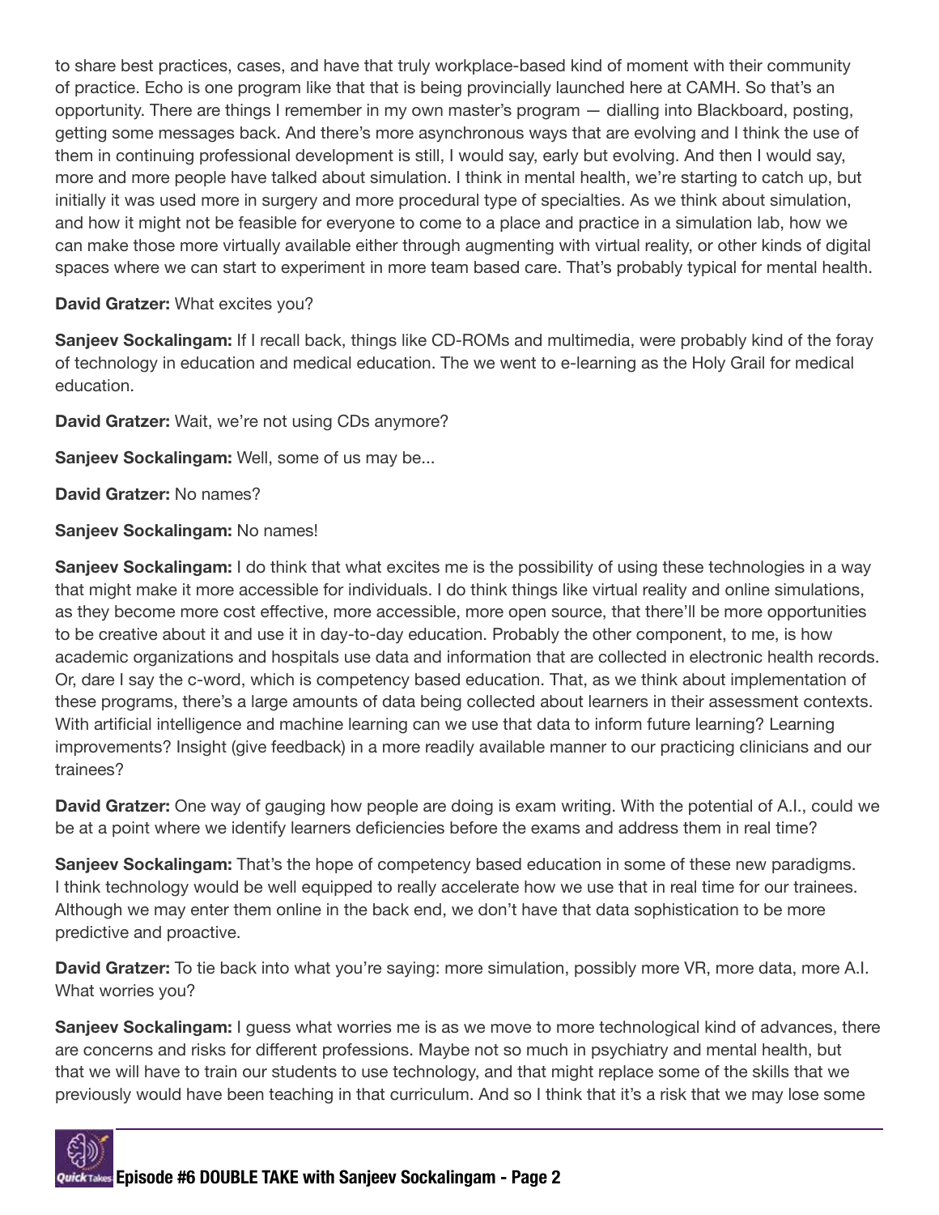to share best practices, cases, and have that truly workplace-based kind of moment with their community of practice. Echo is one program like that that is being provincially launched here at CAMH. So that's an opportunity. There are things I remember in my own master's program — dialling into Blackboard, posting, getting some messages back. And there's more asynchronous ways that are evolving and I think the use of them in continuing professional development is still, I would say, early but evolving. And then I would say, more and more people have talked about simulation. I think in mental health, we're starting to catch up, but initially it was used more in surgery and more procedural type of specialties. As we think about simulation, and how it might not be feasible for everyone to come to a place and practice in a simulation lab, how we can make those more virtually available either through augmenting with virtual reality, or other kinds of digital spaces where we can start to experiment in more team based care. That's probably typical for mental health.

**David Gratzer:** What excites you?

**Sanjeev Sockalingam:** If I recall back, things like CD-ROMs and multimedia, were probably kind of the foray of technology in education and medical education. The we went to e-learning as the Holy Grail for medical education.

**David Gratzer:** Wait, we're not using CDs anymore?

**Sanjeev Sockalingam:** Well, some of us may be...

**David Gratzer:** No names?

**Sanjeev Sockalingam:** No names!

**Sanjeev Sockalingam:** I do think that what excites me is the possibility of using these technologies in a way that might make it more accessible for individuals. I do think things like virtual reality and online simulations, as they become more cost effective, more accessible, more open source, that there'll be more opportunities to be creative about it and use it in day-to-day education. Probably the other component, to me, is how academic organizations and hospitals use data and information that are collected in electronic health records. Or, dare I say the c-word, which is competency based education. That, as we think about implementation of these programs, there's a large amounts of data being collected about learners in their assessment contexts. With artificial intelligence and machine learning can we use that data to inform future learning? Learning improvements? Insight (give feedback) in a more readily available manner to our practicing clinicians and our trainees?

**David Gratzer:** One way of gauging how people are doing is exam writing. With the potential of A.I., could we be at a point where we identify learners deficiencies before the exams and address them in real time?

**Sanjeev Sockalingam:** That's the hope of competency based education in some of these new paradigms. I think technology would be well equipped to really accelerate how we use that in real time for our trainees. Although we may enter them online in the back end, we don't have that data sophistication to be more predictive and proactive.

**David Gratzer:** To tie back into what you're saying: more simulation, possibly more VR, more data, more A.I. What worries you?

**Sanjeev Sockalingam:** I guess what worries me is as we move to more technological kind of advances, there are concerns and risks for different professions. Maybe not so much in psychiatry and mental health, but that we will have to train our students to use technology, and that might replace some of the skills that we previously would have been teaching in that curriculum. And so I think that it's a risk that we may lose some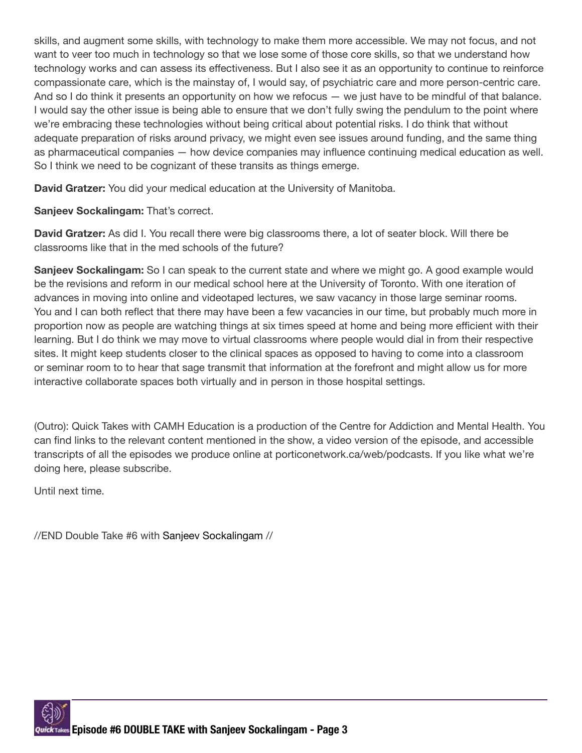skills, and augment some skills, with technology to make them more accessible. We may not focus, and not want to veer too much in technology so that we lose some of those core skills, so that we understand how technology works and can assess its effectiveness. But I also see it as an opportunity to continue to reinforce compassionate care, which is the mainstay of, I would say, of psychiatric care and more person-centric care. And so I do think it presents an opportunity on how we refocus — we just have to be mindful of that balance. I would say the other issue is being able to ensure that we don't fully swing the pendulum to the point where we're embracing these technologies without being critical about potential risks. I do think that without adequate preparation of risks around privacy, we might even see issues around funding, and the same thing as pharmaceutical companies — how device companies may influence continuing medical education as well. So I think we need to be cognizant of these transits as things emerge.

**David Gratzer:** You did your medical education at the University of Manitoba.

**Sanjeev Sockalingam:** That's correct.

**David Gratzer:** As did I. You recall there were big classrooms there, a lot of seater block. Will there be classrooms like that in the med schools of the future?

**Sanjeev Sockalingam:** So I can speak to the current state and where we might go. A good example would be the revisions and reform in our medical school here at the University of Toronto. With one iteration of advances in moving into online and videotaped lectures, we saw vacancy in those large seminar rooms. You and I can both reflect that there may have been a few vacancies in our time, but probably much more in proportion now as people are watching things at six times speed at home and being more efficient with their learning. But I do think we may move to virtual classrooms where people would dial in from their respective sites. It might keep students closer to the clinical spaces as opposed to having to come into a classroom or seminar room to to hear that sage transmit that information at the forefront and might allow us for more interactive collaborate spaces both virtually and in person in those hospital settings.

(Outro): Quick Takes with CAMH Education is a production of the Centre for Addiction and Mental Health. You can find links to the relevant content mentioned in the show, a video version of the episode, and accessible transcripts of all the episodes we produce online at porticonetwork.ca/web/podcasts. If you like what we're doing here, please subscribe.

Until next time.

//END Double Take #6 with Sanjeev Sockalingam //